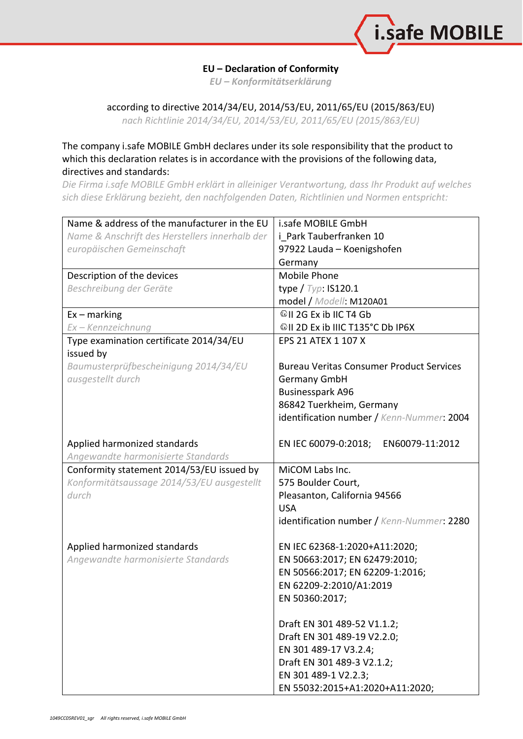# EU – Declaration of Conformity

*EU – Konformitätserklärung*

according to directive 2014/34/EU, 2014/53/EU, 2011/65/EU (2015/863/EU)

*nach Richtlinie 2014/34/EU, 2014/53/EU, 2011/65/EU (2015/863/EU)*

The company i.safe MOBILE GmbH declares under its sole responsibility that the product to which this declaration relates is in accordance with the provisions of the following data, directives and standards:

*Die Firma i.safe MOBILE GmbH erklärt in alleiniger Verantwortung, dass Ihr Produkt auf welches sich diese Erklärung bezieht, den nachfolgenden Daten, Richtlinien und Normen entspricht:*

| | |
|---|---|
| Name & address of the manufacturer in the EU<br>*Name & Anschrift des Herstellers innerhalb der europäischen Gemeinschaft* | i.safe MOBILE GmbH<br>i_Park Tauberfranken 10<br>97922 Lauda – Koenigshofen<br>Germany |
| Description of the devices<br>*Beschreibung der Geräte* | Mobile Phone<br>type / *Typ*: IS120.1<br>model / *Modell*: M120A01 |
| Ex – marking<br>*Ex – Kennzeichnung* | ⟨Ex⟩II 2G Ex ib IIC T4 Gb<br>⟨Ex⟩II 2D Ex ib IIIC T135°C Db IP6X |
| Type examination certificate 2014/34/EU issued by<br>*Baumusterprüfbescheinigung 2014/34/EU ausgestellt durch*<br><br>Applied harmonized standards<br>*Angewandte harmonisierte Standards* | EPS 21 ATEX 1 107 X<br><br>Bureau Veritas Consumer Product Services Germany GmbH<br>Businesspark A96<br>86842 Tuerkheim, Germany<br>identification number / *Kenn-Nummer*: 2004<br><br>EN IEC 60079-0:2018; EN60079-11:2012 |
| Conformity statement 2014/53/EU issued by<br>*Konformitätsaussage 2014/53/EU ausgestellt durch*<br><br>Applied harmonized standards<br>*Angewandte harmonisierte Standards* | MiCOM Labs Inc.<br>575 Boulder Court,<br>Pleasanton, California 94566<br>USA<br>identification number / *Kenn-Nummer*: 2280<br><br>EN IEC 62368-1:2020+A11:2020;<br>EN 50663:2017; EN 62479:2010;<br>EN 50566:2017; EN 62209-1:2016;<br>EN 62209-2:2010/A1:2019<br>EN 50360:2017;<br><br>Draft EN 301 489-52 V1.1.2;<br>Draft EN 301 489-19 V2.2.0;<br>EN 301 489-17 V3.2.4;<br>Draft EN 301 489-3 V2.1.2;<br>EN 301 489-1 V2.2.3;<br>EN 55032:2015+A1:2020+A11:2020; |

1049CC05REV01_sgr All rights reserved, i.safe MOBILE GmbH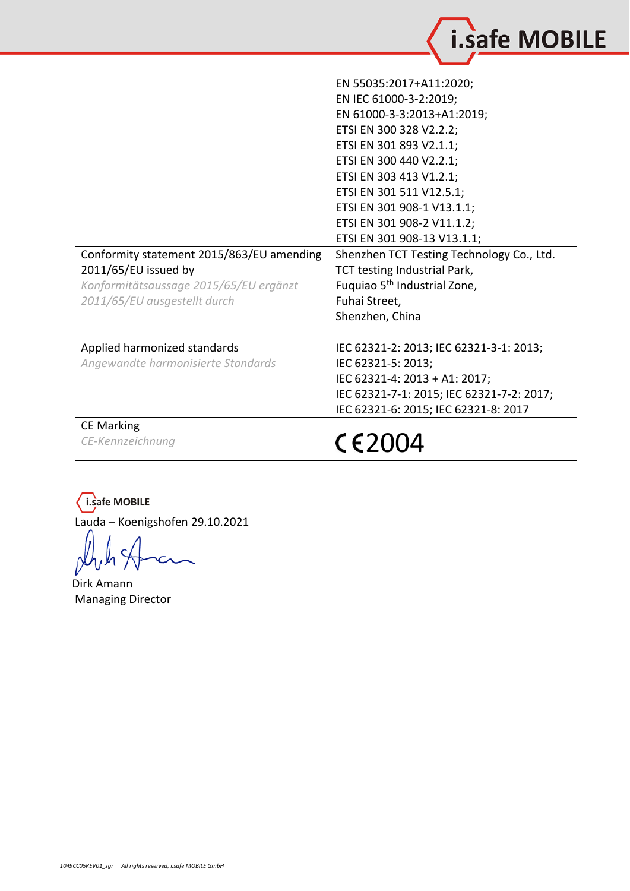| | |
|---|---|
| | EN 55035:2017+A11:2020;<br>EN IEC 61000-3-2:2019;<br>EN 61000-3-3:2013+A1:2019;<br>ETSI EN 300 328 V2.2.2;<br>ETSI EN 301 893 V2.1.1;<br>ETSI EN 300 440 V2.2.1;<br>ETSI EN 303 413 V1.2.1;<br>ETSI EN 301 511 V12.5.1;<br>ETSI EN 301 908-1 V13.1.1;<br>ETSI EN 301 908-2 V11.1.2;<br>ETSI EN 301 908-13 V13.1.1; |
| Conformity statement 2015/863/EU amending 2011/65/EU issued by<br>*Konformitätsaussage 2015/65/EU ergänzt 2011/65/EU ausgestellt durch*<br><br>Applied harmonized standards<br>*Angewandte harmonisierte Standards* | Shenzhen TCT Testing Technology Co., Ltd.<br>TCT testing Industrial Park,<br>Fuquiao 5th Industrial Zone,<br>Fuhai Street,<br>Shenzhen, China<br><br>IEC 62321-2: 2013; IEC 62321-3-1: 2013;<br>IEC 62321-5: 2013;<br>IEC 62321-4: 2013 + A1: 2017;<br>IEC 62321-7-1: 2015; IEC 62321-7-2: 2017;<br>IEC 62321-6: 2015; IEC 62321-8: 2017 |
| CE Marking<br>*CE-Kennzeichnung* | CE 2004 |

i.safe MOBILE

Lauda – Koenigshofen 29.10.2021

Dirk Amann

Managing Director

1049CC05REV01_sgr All rights reserved, i.safe MOBILE GmbH